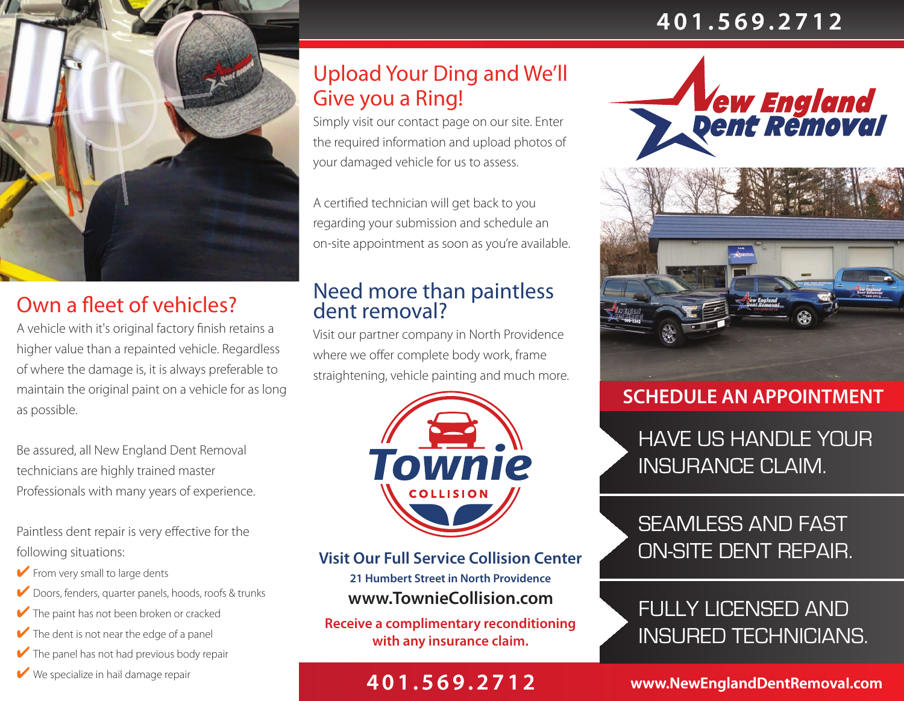401.569.2712

## Own a fleet of vehicles?

A vehicle with it's original factory finish retains a higher value than a repainted vehicle. Regardless of where the damage is, it is always preferable to maintain the original paint on a vehicle for as long as possible.

Be assured, all New England Dent Removal technicians are highly trained master Professionals with many years of experience.

Paintless dent repair is very effective for the following situations:

- ✔ From very small to large dents
- ✔ Doors, fenders, quarter panels, hoods, roofs & trunks
- ✔ The paint has not been broken or cracked
- ✔ The dent is not near the edge of a panel
- ✔ The panel has not had previous body repair
- ✔ We specialize in hail damage repair

## Upload Your Ding and We'll Give you a Ring!

Simply visit our contact page on our site. Enter the required information and upload photos of your damaged vehicle for us to assess.

A certified technician will get back to you regarding your submission and schedule an on-site appointment as soon as you're available.

## Need more than paintless dent removal?

Visit our partner company in North Providence where we offer complete body work, frame straightening, vehicle painting and much more.

Townie COLLISION

**Visit Our Full Service Collision Center**

**21 Humbert Street in North Providence**

**www.TownieCollision.com**

**Receive a complimentary reconditioning with any insurance claim.**

401.569.2712

New England Dent Removal

## SCHEDULE AN APPOINTMENT

HAVE US HANDLE YOUR INSURANCE CLAIM.

SEAMLESS AND FAST ON-SITE DENT REPAIR.

FULLY LICENSED AND INSURED TECHNICIANS.

**www.NewEnglandDentRemoval.com**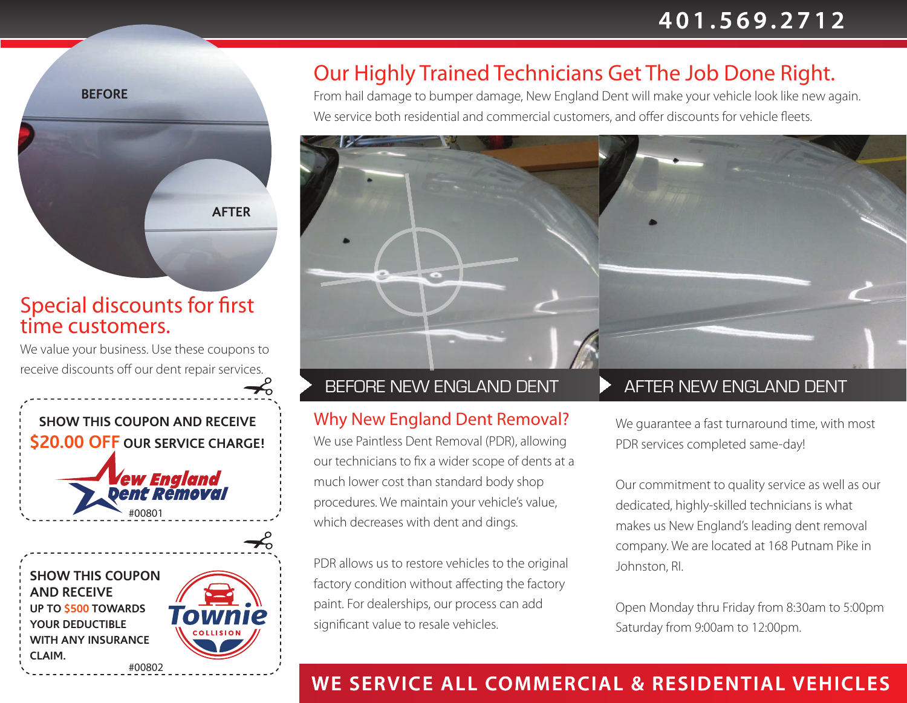401.569.2712

BEFORE

AFTER

## Special discounts for first time customers.

We value your business. Use these coupons to receive discounts off our dent repair services.

**SHOW THIS COUPON AND RECEIVE**
**$20.00 OFF OUR SERVICE CHARGE!**

New England Dent Removal

#00801

**SHOW THIS COUPON AND RECEIVE**
**UP TO $500 TOWARDS YOUR DEDUCTIBLE WITH ANY INSURANCE CLAIM.**

Townie COLLISION

#00802

## Our Highly Trained Technicians Get The Job Done Right.

From hail damage to bumper damage, New England Dent will make your vehicle look like new again. We service both residential and commercial customers, and offer discounts for vehicle fleets.

BEFORE NEW ENGLAND DENT

AFTER NEW ENGLAND DENT

## Why New England Dent Removal?

We use Paintless Dent Removal (PDR), allowing our technicians to fix a wider scope of dents at a much lower cost than standard body shop procedures. We maintain your vehicle's value, which decreases with dent and dings.

PDR allows us to restore vehicles to the original factory condition without affecting the factory paint. For dealerships, our process can add significant value to resale vehicles.

We guarantee a fast turnaround time, with most PDR services completed same-day!

Our commitment to quality service as well as our dedicated, highly-skilled technicians is what makes us New England's leading dent removal company. We are located at 168 Putnam Pike in Johnston, RI.

Open Monday thru Friday from 8:30am to 5:00pm
Saturday from 9:00am to 12:00pm.

**WE SERVICE ALL COMMERCIAL & RESIDENTIAL VEHICLES**